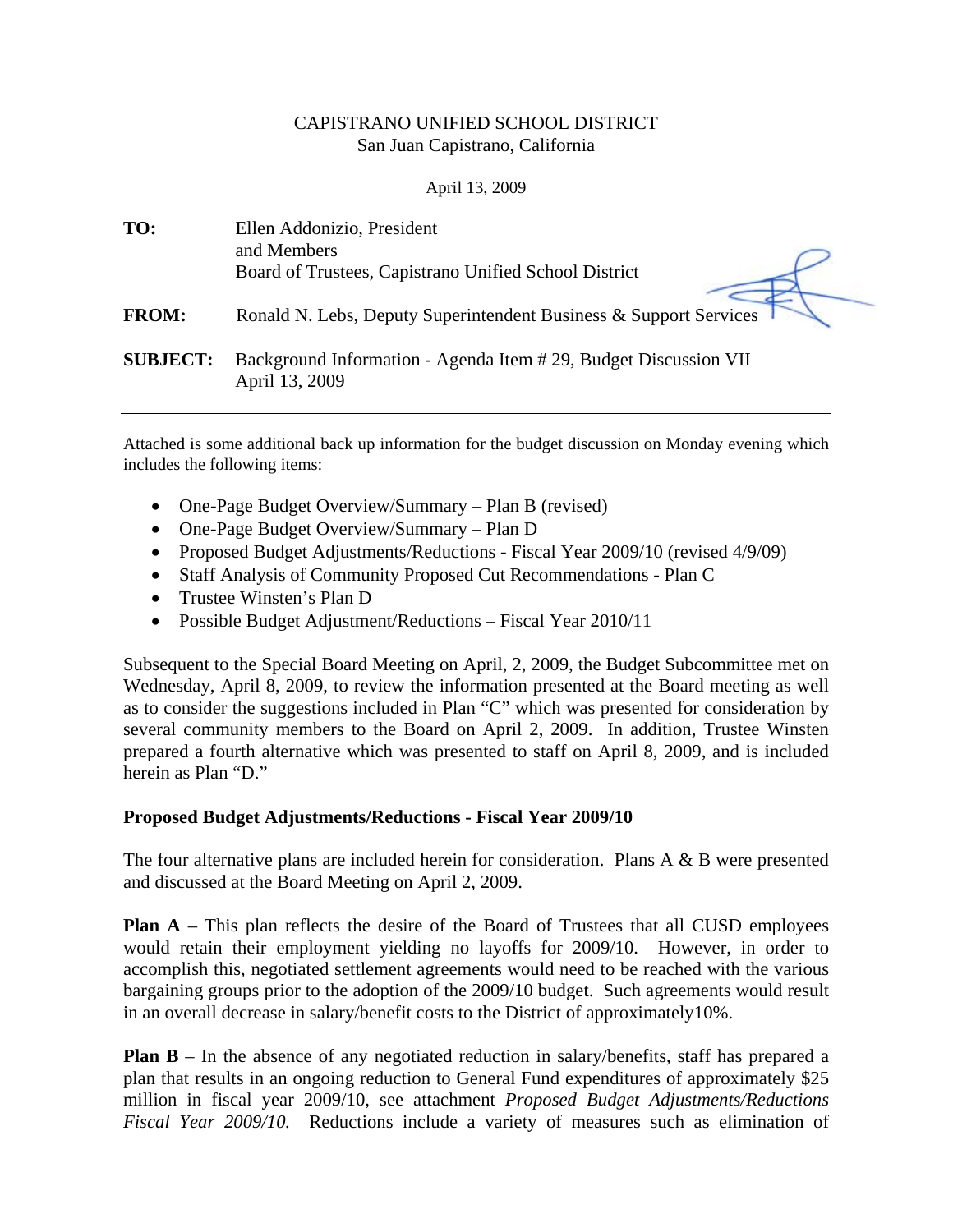CAPISTRANO UNIFIED SCHOOL DISTRICT
San Juan Capistrano, California

April 13, 2009

**TO:** Ellen Addonizio, President
and Members
Board of Trustees, Capistrano Unified School District

**FROM:** Ronald N. Lebs, Deputy Superintendent Business & Support Services

**SUBJECT:** Background Information - Agenda Item # 29, Budget Discussion VII
April 13, 2009

---

Attached is some additional back up information for the budget discussion on Monday evening which includes the following items:

- One-Page Budget Overview/Summary – Plan B (revised)
- One-Page Budget Overview/Summary – Plan D
- Proposed Budget Adjustments/Reductions - Fiscal Year 2009/10 (revised 4/9/09)
- Staff Analysis of Community Proposed Cut Recommendations - Plan C
- Trustee Winsten's Plan D
- Possible Budget Adjustment/Reductions – Fiscal Year 2010/11

Subsequent to the Special Board Meeting on April, 2, 2009, the Budget Subcommittee met on Wednesday, April 8, 2009, to review the information presented at the Board meeting as well as to consider the suggestions included in Plan "C" which was presented for consideration by several community members to the Board on April 2, 2009. In addition, Trustee Winsten prepared a fourth alternative which was presented to staff on April 8, 2009, and is included herein as Plan "D."

**Proposed Budget Adjustments/Reductions - Fiscal Year 2009/10**

The four alternative plans are included herein for consideration. Plans A & B were presented and discussed at the Board Meeting on April 2, 2009.

**Plan A** – This plan reflects the desire of the Board of Trustees that all CUSD employees would retain their employment yielding no layoffs for 2009/10. However, in order to accomplish this, negotiated settlement agreements would need to be reached with the various bargaining groups prior to the adoption of the 2009/10 budget. Such agreements would result in an overall decrease in salary/benefit costs to the District of approximately10%.

**Plan B** – In the absence of any negotiated reduction in salary/benefits, staff has prepared a plan that results in an ongoing reduction to General Fund expenditures of approximately $25 million in fiscal year 2009/10, see attachment *Proposed Budget Adjustments/Reductions Fiscal Year 2009/10.* Reductions include a variety of measures such as elimination of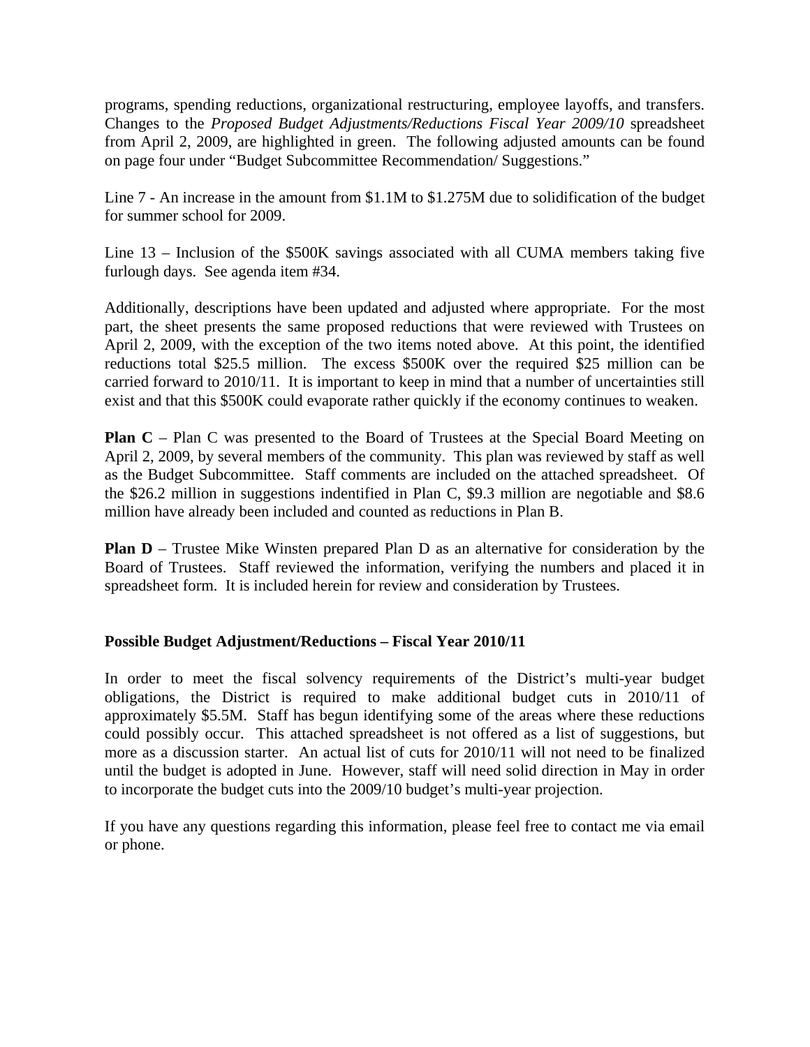programs, spending reductions, organizational restructuring, employee layoffs, and transfers. Changes to the *Proposed Budget Adjustments/Reductions Fiscal Year 2009/10* spreadsheet from April 2, 2009, are highlighted in green. The following adjusted amounts can be found on page four under "Budget Subcommittee Recommendation/ Suggestions."

Line 7 - An increase in the amount from $1.1M to $1.275M due to solidification of the budget for summer school for 2009.

Line 13 – Inclusion of the $500K savings associated with all CUMA members taking five furlough days. See agenda item #34.

Additionally, descriptions have been updated and adjusted where appropriate. For the most part, the sheet presents the same proposed reductions that were reviewed with Trustees on April 2, 2009, with the exception of the two items noted above. At this point, the identified reductions total $25.5 million. The excess $500K over the required $25 million can be carried forward to 2010/11. It is important to keep in mind that a number of uncertainties still exist and that this $500K could evaporate rather quickly if the economy continues to weaken.

**Plan C** – Plan C was presented to the Board of Trustees at the Special Board Meeting on April 2, 2009, by several members of the community. This plan was reviewed by staff as well as the Budget Subcommittee. Staff comments are included on the attached spreadsheet. Of the $26.2 million in suggestions indentified in Plan C, $9.3 million are negotiable and $8.6 million have already been included and counted as reductions in Plan B.

**Plan D** – Trustee Mike Winsten prepared Plan D as an alternative for consideration by the Board of Trustees. Staff reviewed the information, verifying the numbers and placed it in spreadsheet form. It is included herein for review and consideration by Trustees.

**Possible Budget Adjustment/Reductions – Fiscal Year 2010/11**

In order to meet the fiscal solvency requirements of the District's multi-year budget obligations, the District is required to make additional budget cuts in 2010/11 of approximately $5.5M. Staff has begun identifying some of the areas where these reductions could possibly occur. This attached spreadsheet is not offered as a list of suggestions, but more as a discussion starter. An actual list of cuts for 2010/11 will not need to be finalized until the budget is adopted in June. However, staff will need solid direction in May in order to incorporate the budget cuts into the 2009/10 budget's multi-year projection.

If you have any questions regarding this information, please feel free to contact me via email or phone.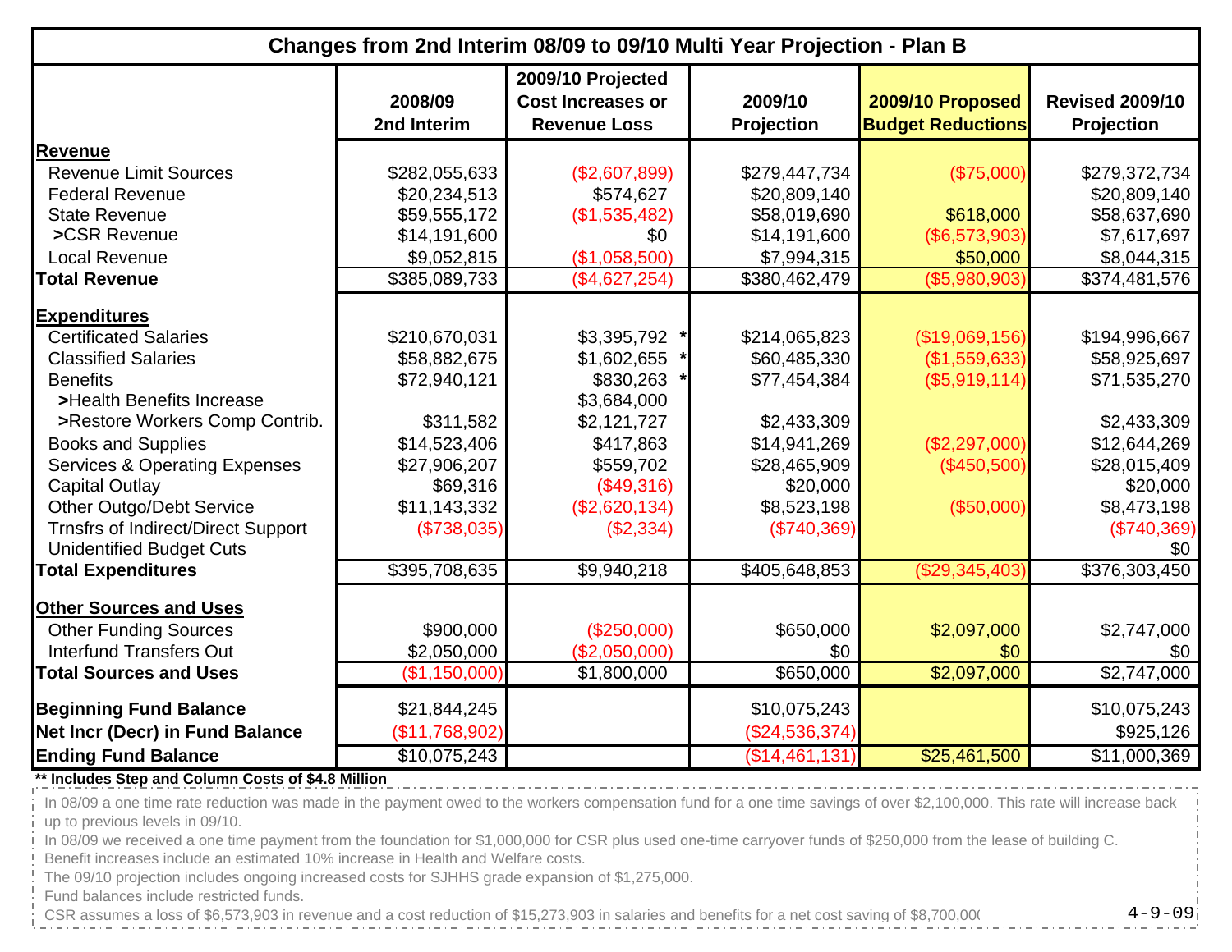| Changes from 2nd Interim 08/09 to 09/10 Multi Year Projection - Plan B | | | | | |
|---|---|---|---|---|---|
| | **2008/09 2nd Interim** | **2009/10 Projected Cost Increases or Revenue Loss** | **2009/10 Projection** | **2009/10 Proposed Budget Reductions** | **Revised 2009/10 Projection** |
| **Revenue** | | | | | |
| Revenue Limit Sources | $282,055,633 | ($2,607,899) | $279,447,734 | ($75,000) | $279,372,734 |
| Federal Revenue | $20,234,513 | $574,627 | $20,809,140 | | $20,809,140 |
| State Revenue | $59,555,172 | ($1,535,482) | $58,019,690 | $618,000 | $58,637,690 |
| >CSR Revenue | $14,191,600 | $0 | $14,191,600 | ($6,573,903) | $7,617,697 |
| Local Revenue | $9,052,815 | ($1,058,500) | $7,994,315 | $50,000 | $8,044,315 |
| **Total Revenue** | $385,089,733 | ($4,627,254) | $380,462,479 | ($5,980,903) | $374,481,576 |
| **Expenditures** | | | | | |
| Certificated Salaries | $210,670,031 | $3,395,792 * | $214,065,823 | ($19,069,156) | $194,996,667 |
| Classified Salaries | $58,882,675 | $1,602,655 * | $60,485,330 | ($1,559,633) | $58,925,697 |
| Benefits | $72,940,121 | $830,263 * | $77,454,384 | ($5,919,114) | $71,535,270 |
| >Health Benefits Increase | | $3,684,000 | | | |
| >Restore Workers Comp Contrib. | $311,582 | $2,121,727 | $2,433,309 | | $2,433,309 |
| Books and Supplies | $14,523,406 | $417,863 | $14,941,269 | ($2,297,000) | $12,644,269 |
| Services & Operating Expenses | $27,906,207 | $559,702 | $28,465,909 | ($450,500) | $28,015,409 |
| Capital Outlay | $69,316 | ($49,316) | $20,000 | | $20,000 |
| Other Outgo/Debt Service | $11,143,332 | ($2,620,134) | $8,523,198 | ($50,000) | $8,473,198 |
| Trnsfrs of Indirect/Direct Support | ($738,035) | ($2,334) | ($740,369) | | ($740,369) |
| Unidentified Budget Cuts | | | | | $0 |
| **Total Expenditures** | $395,708,635 | $9,940,218 | $405,648,853 | ($29,345,403) | $376,303,450 |
| **Other Sources and Uses** | | | | | |
| Other Funding Sources | $900,000 | ($250,000) | $650,000 | $2,097,000 | $2,747,000 |
| Interfund Transfers Out | $2,050,000 | ($2,050,000) | $0 | $0 | $0 |
| **Total Sources and Uses** | ($1,150,000) | $1,800,000 | $650,000 | $2,097,000 | $2,747,000 |
| **Beginning Fund Balance** | $21,844,245 | | $10,075,243 | | $10,075,243 |
| **Net Incr (Decr) in Fund Balance** | ($11,768,902) | | ($24,536,374) | | $925,126 |
| **Ending Fund Balance** | $10,075,243 | | ($14,461,131) | $25,461,500 | $11,000,369 |

**** Includes Step and Column Costs of $4.8 Million**

In 08/09 a one time rate reduction was made in the payment owed to the workers compensation fund for a one time savings of over $2,100,000. This rate will increase back up to previous levels in 09/10.

In 08/09 we received a one time payment from the foundation for $1,000,000 for CSR plus used one-time carryover funds of $250,000 from the lease of building C.

Benefit increases include an estimated 10% increase in Health and Welfare costs.

The 09/10 projection includes ongoing increased costs for SJHHS grade expansion of $1,275,000.

Fund balances include restricted funds.

CSR assumes a loss of $6,573,903 in revenue and a cost reduction of $15,273,903 in salaries and benefits for a net cost saving of $8,700,00(

4-9-09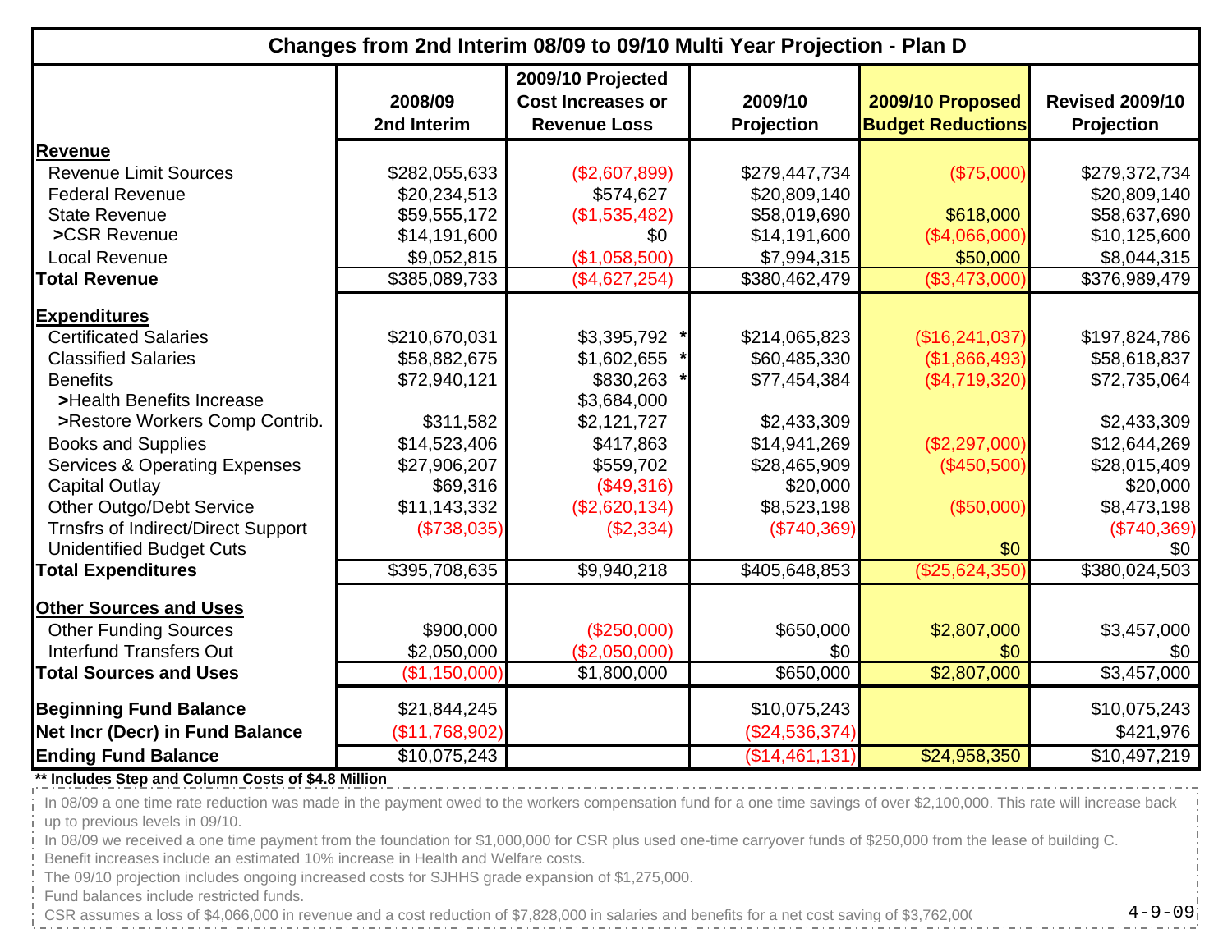## Changes from 2nd Interim 08/09 to 09/10 Multi Year Projection - Plan D

| | 2008/09 2nd Interim | 2009/10 Projected Cost Increases or Revenue Loss | 2009/10 Projection | 2009/10 Proposed Budget Reductions | Revised 2009/10 Projection |
|---|---|---|---|---|---|
| **Revenue** | | | | | |
| Revenue Limit Sources | $282,055,633 | ($2,607,899) | $279,447,734 | ($75,000) | $279,372,734 |
| Federal Revenue | $20,234,513 | $574,627 | $20,809,140 | | $20,809,140 |
| State Revenue | $59,555,172 | ($1,535,482) | $58,019,690 | $618,000 | $58,637,690 |
| >CSR Revenue | $14,191,600 | $0 | $14,191,600 | ($4,066,000) | $10,125,600 |
| Local Revenue | $9,052,815 | ($1,058,500) | $7,994,315 | $50,000 | $8,044,315 |
| **Total Revenue** | $385,089,733 | ($4,627,254) | $380,462,479 | ($3,473,000) | $376,989,479 |
| **Expenditures** | | | | | |
| Certificated Salaries | $210,670,031 | $3,395,792 * | $214,065,823 | ($16,241,037) | $197,824,786 |
| Classified Salaries | $58,882,675 | $1,602,655 * | $60,485,330 | ($1,866,493) | $58,618,837 |
| Benefits | $72,940,121 | $830,263 * | $77,454,384 | ($4,719,320) | $72,735,064 |
| >Health Benefits Increase | | $3,684,000 | | | |
| >Restore Workers Comp Contrib. | $311,582 | $2,121,727 | $2,433,309 | | $2,433,309 |
| Books and Supplies | $14,523,406 | $417,863 | $14,941,269 | ($2,297,000) | $12,644,269 |
| Services & Operating Expenses | $27,906,207 | $559,702 | $28,465,909 | ($450,500) | $28,015,409 |
| Capital Outlay | $69,316 | ($49,316) | $20,000 | | $20,000 |
| Other Outgo/Debt Service | $11,143,332 | ($2,620,134) | $8,523,198 | ($50,000) | $8,473,198 |
| Trnsfrs of Indirect/Direct Support | ($738,035) | ($2,334) | ($740,369) | | ($740,369) |
| Unidentified Budget Cuts | | | | $0 | $0 |
| **Total Expenditures** | $395,708,635 | $9,940,218 | $405,648,853 | ($25,624,350) | $380,024,503 |
| **Other Sources and Uses** | | | | | |
| Other Funding Sources | $900,000 | ($250,000) | $650,000 | $2,807,000 | $3,457,000 |
| Interfund Transfers Out | $2,050,000 | ($2,050,000) | $0 | $0 | $0 |
| **Total Sources and Uses** | ($1,150,000) | $1,800,000 | $650,000 | $2,807,000 | $3,457,000 |
| **Beginning Fund Balance** | $21,844,245 | | $10,075,243 | | $10,075,243 |
| **Net Incr (Decr) in Fund Balance** | ($11,768,902) | | ($24,536,374) | | $421,976 |
| **Ending Fund Balance** | $10,075,243 | | ($14,461,131) | $24,958,350 | $10,497,219 |

**\*\* Includes Step and Column Costs of $4.8 Million**

In 08/09 a one time rate reduction was made in the payment owed to the workers compensation fund for a one time savings of over $2,100,000. This rate will increase back up to previous levels in 09/10.

In 08/09 we received a one time payment from the foundation for $1,000,000 for CSR plus used one-time carryover funds of $250,000 from the lease of building C.

Benefit increases include an estimated 10% increase in Health and Welfare costs.

The 09/10 projection includes ongoing increased costs for SJHHS grade expansion of $1,275,000.

Fund balances include restricted funds.

CSR assumes a loss of $4,066,000 in revenue and a cost reduction of $7,828,000 in salaries and benefits for a net cost saving of $3,762,00(

4-9-09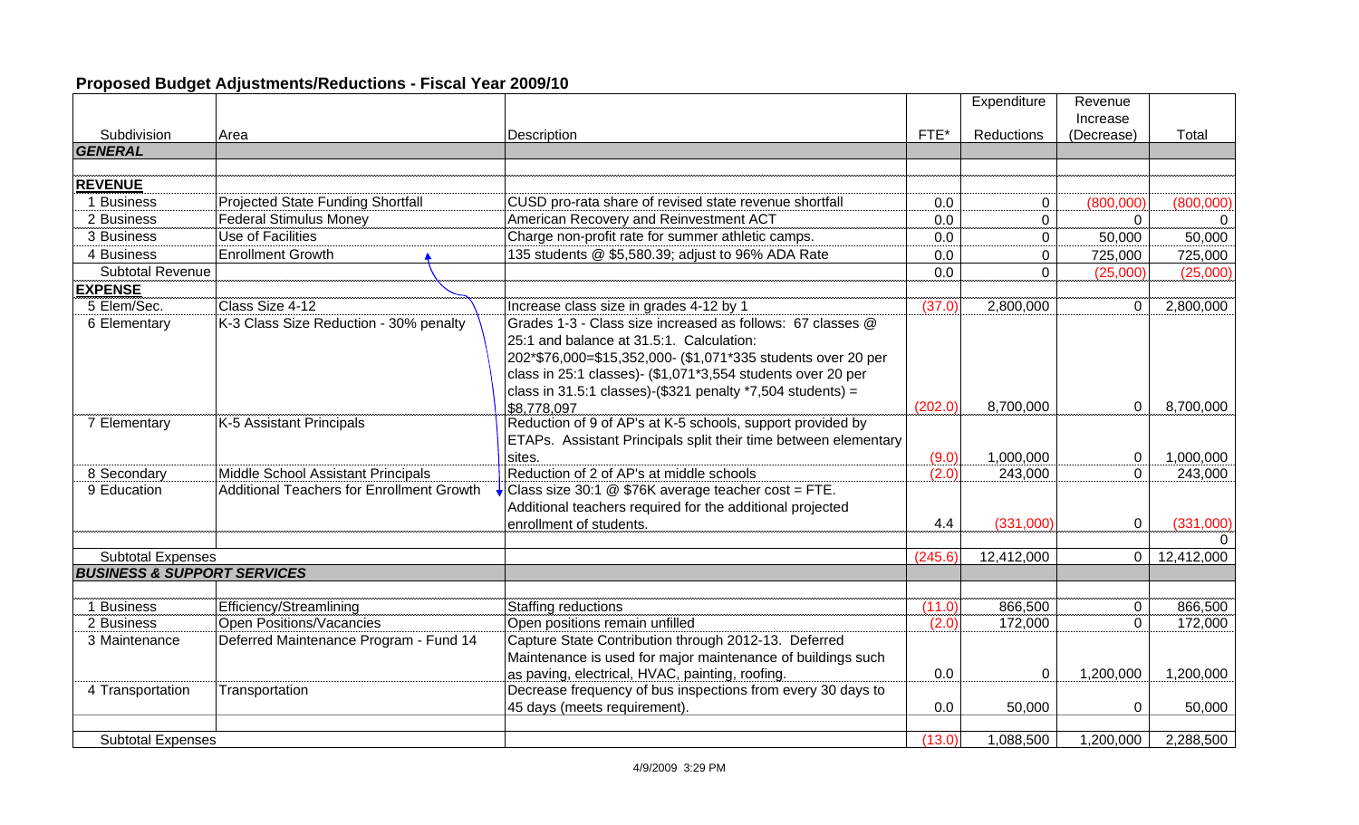## Proposed Budget Adjustments/Reductions - Fiscal Year 2009/10

| Subdivision | Area | Description | FTE* | Expenditure Reductions | Revenue Increase (Decrease) | Total |
|---|---|---|---|---|---|---|
| ***GENERAL*** | | | | | | |
| **REVENUE** | | | | | | |
| 1 Business | Projected State Funding Shortfall | CUSD pro-rata share of revised state revenue shortfall | 0.0 | 0 | (800,000) | (800,000) |
| 2 Business | Federal Stimulus Money | American Recovery and Reinvestment ACT | 0.0 | 0 | 0 | 0 |
| 3 Business | Use of Facilities | Charge non-profit rate for summer athletic camps. | 0.0 | 0 | 50,000 | 50,000 |
| 4 Business | Enrollment Growth | 135 students @ $5,580.39; adjust to 96% ADA Rate | 0.0 | 0 | 725,000 | 725,000 |
| Subtotal Revenue | | | 0.0 | 0 | (25,000) | (25,000) |
| **EXPENSE** | | | | | | |
| 5 Elem/Sec. | Class Size 4-12 | Increase class size in grades 4-12 by 1 | (37.0) | 2,800,000 | 0 | 2,800,000 |
| 6 Elementary | K-3 Class Size Reduction - 30% penalty | Grades 1-3 - Class size increased as follows: 67 classes @ 25:1 and balance at 31.5:1. Calculation: 202*$76,000=$15,352,000- ($1,071*335 students over 20 per class in 25:1 classes)- ($1,071*3,554 students over 20 per class in 31.5:1 classes)-($321 penalty *7,504 students) = $8,778,097 | (202.0) | 8,700,000 | 0 | 8,700,000 |
| 7 Elementary | K-5 Assistant Principals | Reduction of 9 of AP's at K-5 schools, support provided by ETAPs. Assistant Principals split their time between elementary sites. | (9.0) | 1,000,000 | 0 | 1,000,000 |
| 8 Secondary | Middle School Assistant Principals | Reduction of 2 of AP's at middle schools | (2.0) | 243,000 | 0 | 243,000 |
| 9 Education | Additional Teachers for Enrollment Growth | Class size 30:1 @ $76K average teacher cost = FTE. Additional teachers required for the additional projected enrollment of students. | 4.4 | (331,000) | 0 | (331,000) |
| | | | | | | 0 |
| Subtotal Expenses | | | (245.6) | 12,412,000 | 0 | 12,412,000 |
| ***BUSINESS & SUPPORT SERVICES*** | | | | | | |
| 1 Business | Efficiency/Streamlining | Staffing reductions | (11.0) | 866,500 | 0 | 866,500 |
| 2 Business | Open Positions/Vacancies | Open positions remain unfilled | (2.0) | 172,000 | 0 | 172,000 |
| 3 Maintenance | Deferred Maintenance Program - Fund 14 | Capture State Contribution through 2012-13. Deferred Maintenance is used for major maintenance of buildings such as paving, electrical, HVAC, painting, roofing. | 0.0 | 0 | 1,200,000 | 1,200,000 |
| 4 Transportation | Transportation | Decrease frequency of bus inspections from every 30 days to 45 days (meets requirement). | 0.0 | 50,000 | 0 | 50,000 |
| Subtotal Expenses | | | (13.0) | 1,088,500 | 1,200,000 | 2,288,500 |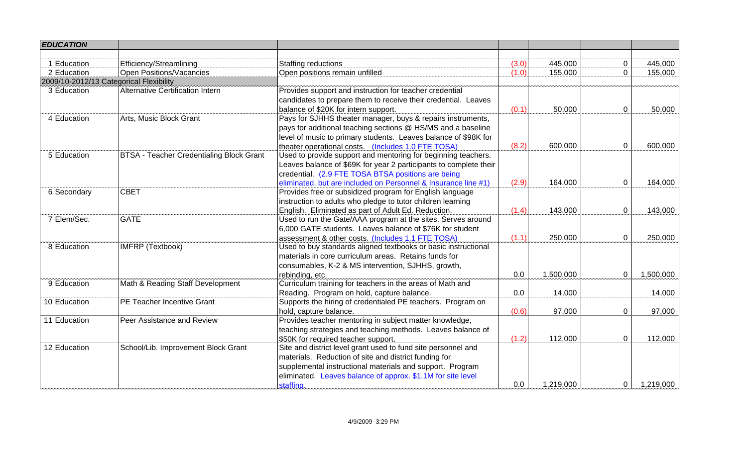| *EDUCATION* | | | | | | |
|---|---|---|---|---|---|---|
| | | | | | | |
| 1 Education | Efficiency/Streamlining | Staffing reductions | (3.0) | 445,000 | 0 | 445,000 |
| 2 Education | Open Positions/Vacancies | Open positions remain unfilled | (1.0) | 155,000 | 0 | 155,000 |
| 2009/10-2012/13 Categorical Flexibility | | | | | | |
| 3 Education | Alternative Certification Intern | Provides support and instruction for teacher credential candidates to prepare them to receive their credential. Leaves balance of $20K for intern support. | (0.1) | 50,000 | 0 | 50,000 |
| 4 Education | Arts, Music Block Grant | Pays for SJHHS theater manager, buys & repairs instruments, pays for additional teaching sections @ HS/MS and a baseline level of music to primary students. Leaves balance of $98K for theater operational costs. (Includes 1.0 FTE TOSA) | (8.2) | 600,000 | 0 | 600,000 |
| 5 Education | BTSA - Teacher Credentialing Block Grant | Used to provide support and mentoring for beginning teachers. Leaves balance of $69K for year 2 participants to complete their credential. (2.9 FTE TOSA BTSA positions are being eliminated, but are included on Personnel & Insurance line #1) | (2.9) | 164,000 | 0 | 164,000 |
| 6 Secondary | CBET | Provides free or subsidized program for English language instruction to adults who pledge to tutor children learning English. Eliminated as part of Adult Ed. Reduction. | (1.4) | 143,000 | 0 | 143,000 |
| 7 Elem/Sec. | GATE | Used to run the Gate/AAA program at the sites. Serves around 6,000 GATE students. Leaves balance of $76K for student assessment & other costs. (Includes 1.1 FTE TOSA) | (1.1) | 250,000 | 0 | 250,000 |
| 8 Education | IMFRP (Textbook) | Used to buy standards aligned textbooks or basic instructional materials in core curriculum areas. Retains funds for consumables, K-2 & MS intervention, SJHHS, growth, rebinding, etc. | 0.0 | 1,500,000 | 0 | 1,500,000 |
| 9 Education | Math & Reading Staff Development | Curriculum training for teachers in the areas of Math and Reading. Program on hold, capture balance. | 0.0 | 14,000 | | 14,000 |
| 10 Education | PE Teacher Incentive Grant | Supports the hiring of credentialed PE teachers. Program on hold, capture balance. | (0.6) | 97,000 | 0 | 97,000 |
| 11 Education | Peer Assistance and Review | Provides teacher mentoring in subject matter knowledge, teaching strategies and teaching methods. Leaves balance of $50K for required teacher support. | (1.2) | 112,000 | 0 | 112,000 |
| 12 Education | School/Lib. Improvement Block Grant | Site and district level grant used to fund site personnel and materials. Reduction of site and district funding for supplemental instructional materials and support. Program eliminated. Leaves balance of approx. $1.1M for site level staffing. | 0.0 | 1,219,000 | 0 | 1,219,000 |

4/9/2009 3:29 PM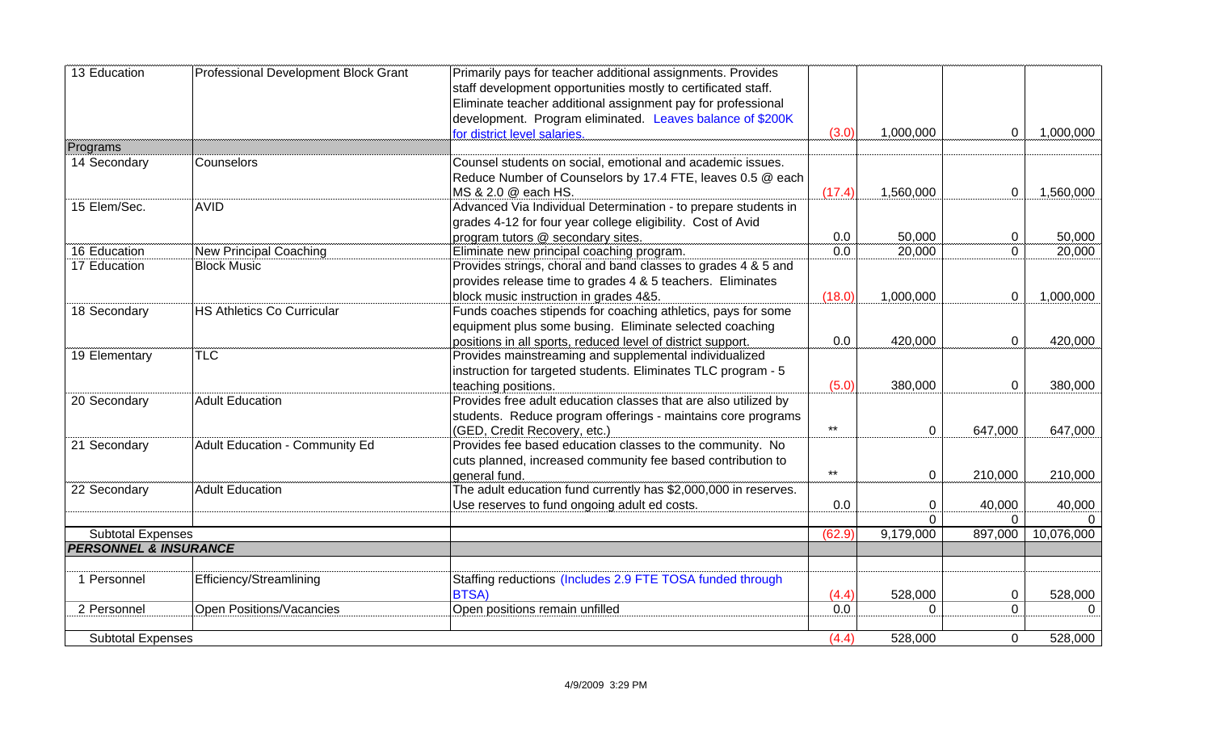| | | | | | | |
|---|---|---|---|---|---|---|
| 13 Education | Professional Development Block Grant | Primarily pays for teacher additional assignments. Provides staff development opportunities mostly to certificated staff. Eliminate teacher additional assignment pay for professional development. Program eliminated. Leaves balance of $200K for district level salaries. | (3.0) | 1,000,000 | 0 | 1,000,000 |
| Programs | | | | | | |
| 14 Secondary | Counselors | Counsel students on social, emotional and academic issues. Reduce Number of Counselors by 17.4 FTE, leaves 0.5 @ each MS & 2.0 @ each HS. | (17.4) | 1,560,000 | 0 | 1,560,000 |
| 15 Elem/Sec. | AVID | Advanced Via Individual Determination - to prepare students in grades 4-12 for four year college eligibility. Cost of Avid program tutors @ secondary sites. | 0.0 | 50,000 | 0 | 50,000 |
| 16 Education | New Principal Coaching | Eliminate new principal coaching program. | 0.0 | 20,000 | 0 | 20,000 |
| 17 Education | Block Music | Provides strings, choral and band classes to grades 4 & 5 and provides release time to grades 4 & 5 teachers. Eliminates block music instruction in grades 4&5. | (18.0) | 1,000,000 | 0 | 1,000,000 |
| 18 Secondary | HS Athletics Co Curricular | Funds coaches stipends for coaching athletics, pays for some equipment plus some busing. Eliminate selected coaching positions in all sports, reduced level of district support. | 0.0 | 420,000 | 0 | 420,000 |
| 19 Elementary | TLC | Provides mainstreaming and supplemental individualized instruction for targeted students. Eliminates TLC program - 5 teaching positions. | (5.0) | 380,000 | 0 | 380,000 |
| 20 Secondary | Adult Education | Provides free adult education classes that are also utilized by students. Reduce program offerings - maintains core programs (GED, Credit Recovery, etc.) | ** | 0 | 647,000 | 647,000 |
| 21 Secondary | Adult Education - Community Ed | Provides fee based education classes to the community. No cuts planned, increased community fee based contribution to general fund. | ** | 0 | 210,000 | 210,000 |
| 22 Secondary | Adult Education | The adult education fund currently has $2,000,000 in reserves. Use reserves to fund ongoing adult ed costs. | 0.0 | 0 | 40,000 | 40,000 |
| | | | | 0 | 0 | 0 |
| Subtotal Expenses | | | (62.9) | 9,179,000 | 897,000 | 10,076,000 |
| ***PERSONNEL & INSURANCE*** | | | | | | |
| 1 Personnel | Efficiency/Streamlining | Staffing reductions (Includes 2.9 FTE TOSA funded through BTSA) | (4.4) | 528,000 | 0 | 528,000 |
| 2 Personnel | Open Positions/Vacancies | Open positions remain unfilled | 0.0 | 0 | 0 | 0 |
| Subtotal Expenses | | | (4.4) | 528,000 | 0 | 528,000 |

4/9/2009 3:29 PM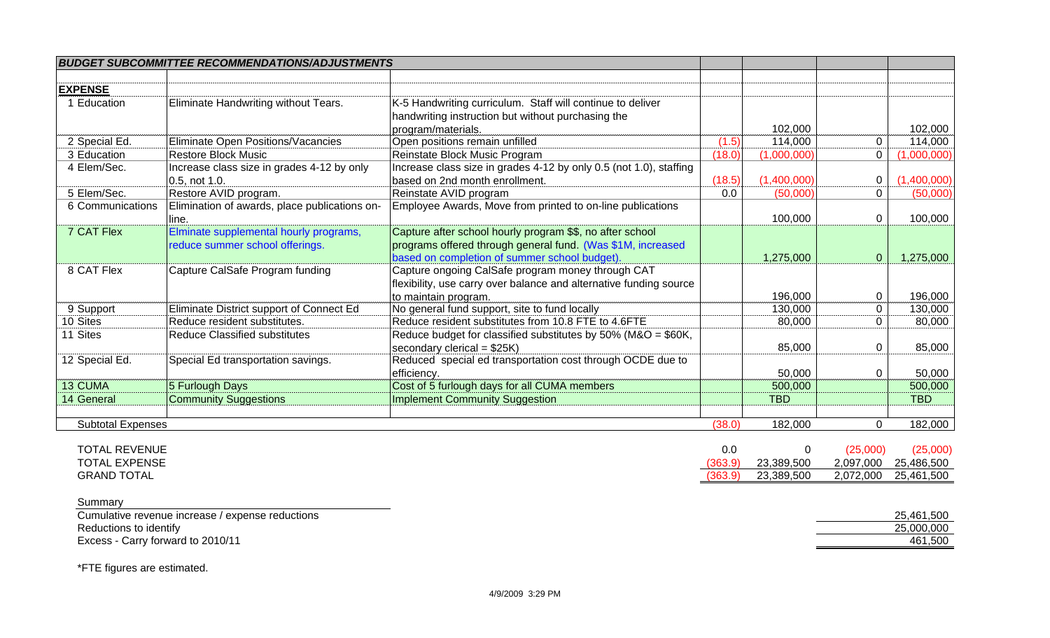| ***BUDGET SUBCOMMITTEE RECOMMENDATIONS/ADJUSTMENTS*** | | | | | | |
|---|---|---|---|---|---|---|
| | | | | | | |
| **EXPENSE** | | | | | | |
| 1 Education | Eliminate Handwriting without Tears. | K-5 Handwriting curriculum. Staff will continue to deliver handwriting instruction but without purchasing the program/materials. | | 102,000 | | 102,000 |
| 2 Special Ed. | Eliminate Open Positions/Vacancies | Open positions remain unfilled | (1.5) | 114,000 | 0 | 114,000 |
| 3 Education | Restore Block Music | Reinstate Block Music Program | (18.0) | (1,000,000) | 0 | (1,000,000) |
| 4 Elem/Sec. | Increase class size in grades 4-12 by only 0.5, not 1.0. | Increase class size in grades 4-12 by only 0.5 (not 1.0), staffing based on 2nd month enrollment. | (18.5) | (1,400,000) | 0 | (1,400,000) |
| 5 Elem/Sec. | Restore AVID program. | Reinstate AVID program | 0.0 | (50,000) | 0 | (50,000) |
| 6 Communications | Elimination of awards, place publications on-line. | Employee Awards, Move from printed to on-line publications | | 100,000 | 0 | 100,000 |
| 7 CAT Flex | Elminate supplemental hourly programs, reduce summer school offerings. | Capture after school hourly program $$, no after school programs offered through general fund. (Was $1M, increased based on completion of summer school budget). | | 1,275,000 | 0 | 1,275,000 |
| 8 CAT Flex | Capture CalSafe Program funding | Capture ongoing CalSafe program money through CAT flexibility, use carry over balance and alternative funding source to maintain program. | | 196,000 | 0 | 196,000 |
| 9 Support | Eliminate District support of Connect Ed | No general fund support, site to fund locally | | 130,000 | 0 | 130,000 |
| 10 Sites | Reduce resident substitutes. | Reduce resident substitutes from 10.8 FTE to 4.6FTE | | 80,000 | 0 | 80,000 |
| 11 Sites | Reduce Classified substitutes | Reduce budget for classified substitutes by 50% (M&O = $60K, secondary clerical = $25K) | | 85,000 | 0 | 85,000 |
| 12 Special Ed. | Special Ed transportation savings. | Reduced special ed transportation cost through OCDE due to efficiency. | | 50,000 | 0 | 50,000 |
| 13 CUMA | 5 Furlough Days | Cost of 5 furlough days for all CUMA members | | 500,000 | | 500,000 |
| 14 General | Community Suggestions | Implement Community Suggestion | | TBD | | TBD |
| | | | | | | |
| Subtotal Expenses | | | (38.0) | 182,000 | 0 | 182,000 |
| | | | | | | |
| TOTAL REVENUE | | | 0.0 | 0 | (25,000) | (25,000) |
| TOTAL EXPENSE | | | (363.9) | 23,389,500 | 2,097,000 | 25,486,500 |
| GRAND TOTAL | | | (363.9) | 23,389,500 | 2,072,000 | 25,461,500 |

Summary

| | |
|---|---|
| Cumulative revenue increase / expense reductions | 25,461,500 |
| Reductions to identify | 25,000,000 |
| Excess - Carry forward to 2010/11 | 461,500 |

*FTE figures are estimated.

4/9/2009 3:29 PM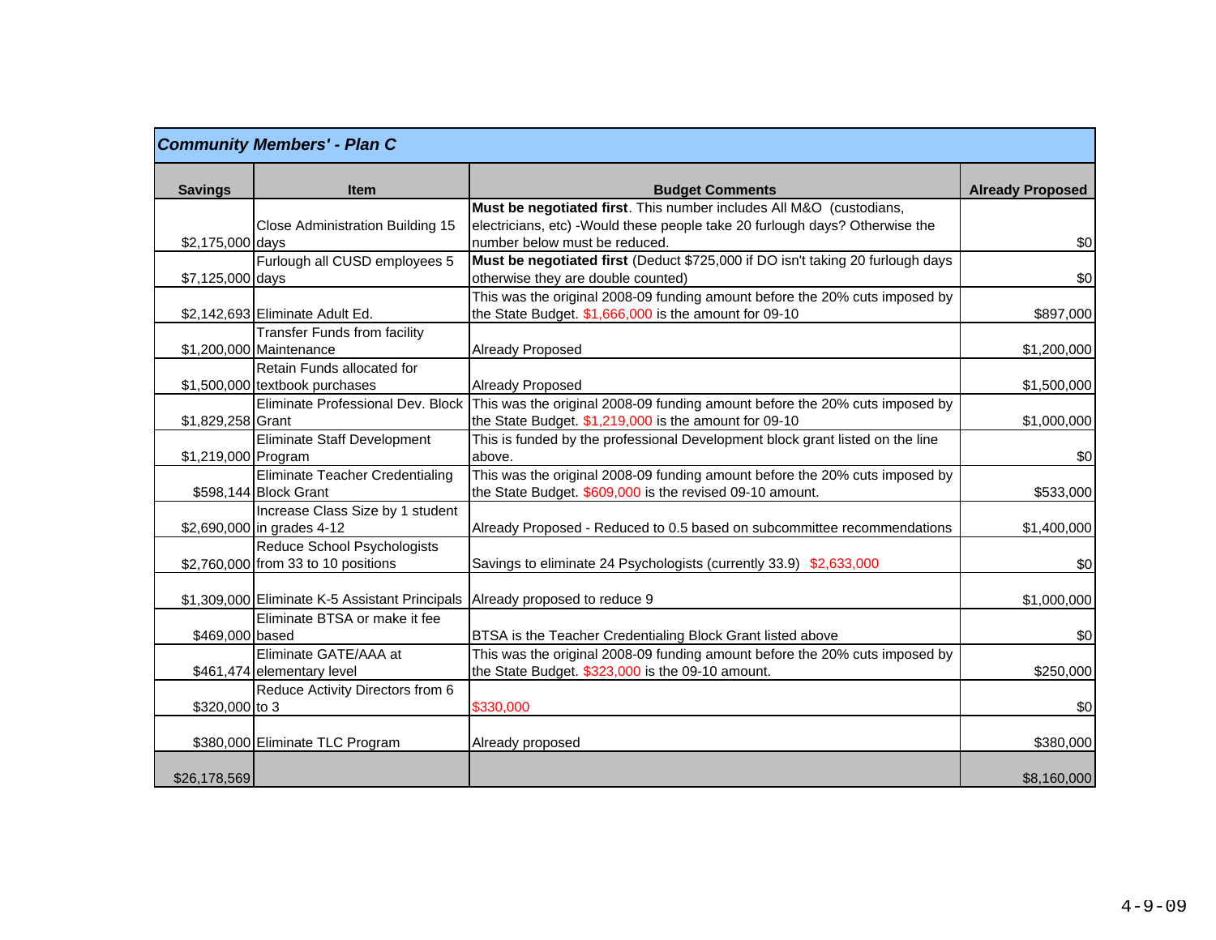## Community Members' - Plan C

| Savings | Item | Budget Comments | Already Proposed |
|---|---|---|---|
| $2,175,000 | Close Administration Building 15 days | **Must be negotiated first**. This number includes All M&O (custodians, electricians, etc) -Would these people take 20 furlough days? Otherwise the number below must be reduced. | $0 |
| $7,125,000 | Furlough all CUSD employees 5 days | **Must be negotiated first** (Deduct $725,000 if DO isn't taking 20 furlough days otherwise they are double counted) | $0 |
| $2,142,693 | Eliminate Adult Ed. | This was the original 2008-09 funding amount before the 20% cuts imposed by the State Budget. $1,666,000 is the amount for 09-10 | $897,000 |
| $1,200,000 | Transfer Funds from facility Maintenance | Already Proposed | $1,200,000 |
| $1,500,000 | Retain Funds allocated for textbook purchases | Already Proposed | $1,500,000 |
| $1,829,258 | Eliminate Professional Dev. Block Grant | This was the original 2008-09 funding amount before the 20% cuts imposed by the State Budget. $1,219,000 is the amount for 09-10 | $1,000,000 |
| $1,219,000 | Eliminate Staff Development Program | This is funded by the professional Development block grant listed on the line above. | $0 |
| $598,144 | Eliminate Teacher Credentialing Block Grant | This was the original 2008-09 funding amount before the 20% cuts imposed by the State Budget. $609,000 is the revised 09-10 amount. | $533,000 |
| $2,690,000 | Increase Class Size by 1 student in grades 4-12 | Already Proposed - Reduced to 0.5 based on subcommittee recommendations | $1,400,000 |
| $2,760,000 | Reduce School Psychologists from 33 to 10 positions | Savings to eliminate 24 Psychologists (currently 33.9) $2,633,000 | $0 |
| $1,309,000 | Eliminate K-5 Assistant Principals | Already proposed to reduce 9 | $1,000,000 |
| $469,000 | Eliminate BTSA or make it fee based | BTSA is the Teacher Credentialing Block Grant listed above | $0 |
| $461,474 | Eliminate GATE/AAA at elementary level | This was the original 2008-09 funding amount before the 20% cuts imposed by the State Budget. $323,000 is the 09-10 amount. | $250,000 |
| $320,000 | Reduce Activity Directors from 6 to 3 | $330,000 | $0 |
| $380,000 | Eliminate TLC Program | Already proposed | $380,000 |
| $26,178,569 | | | $8,160,000 |

4-9-09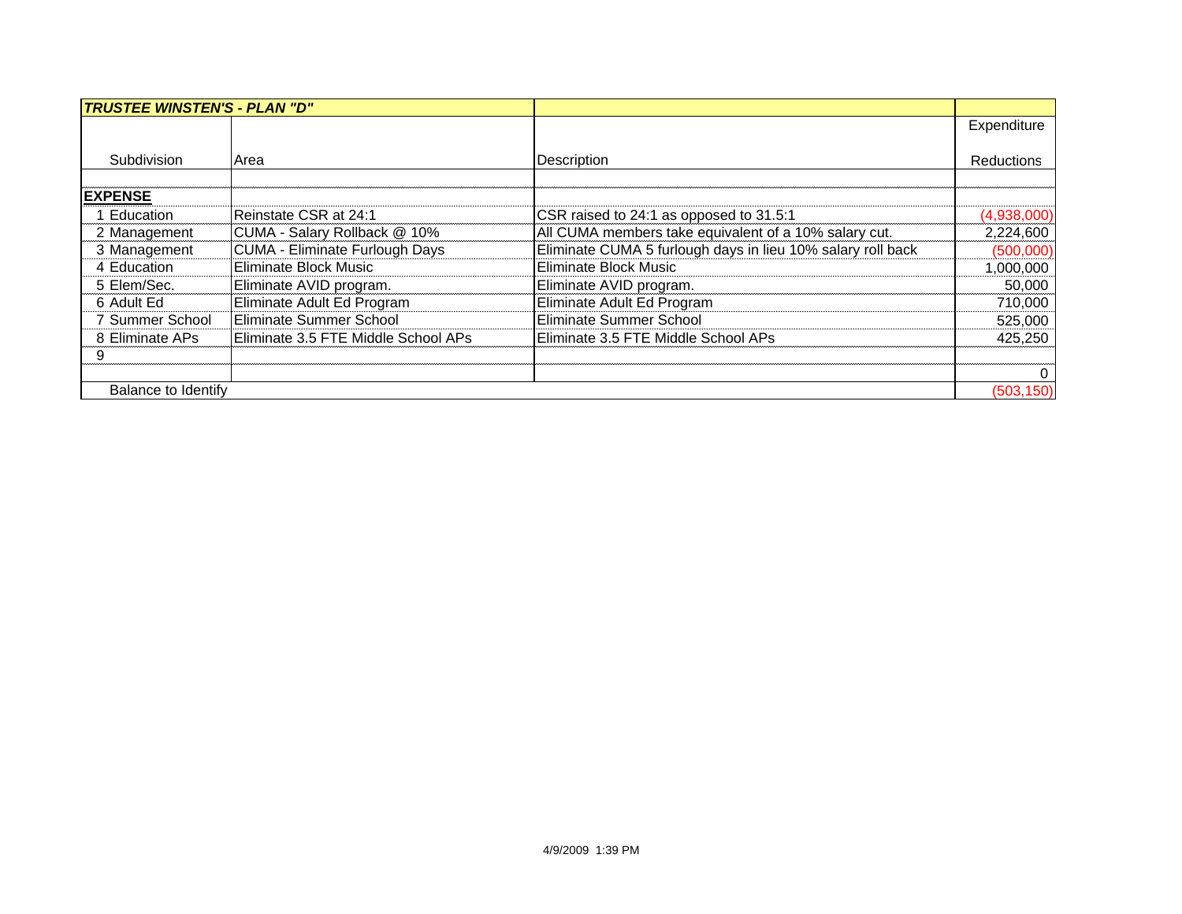| ***TRUSTEE WINSTEN'S - PLAN "D"*** | | | |
|---|---|---|---|
| Subdivision | Area | Description | Expenditure Reductions |
| | | | |
| **EXPENSE** | | | |
| 1 Education | Reinstate CSR at 24:1 | CSR raised to 24:1 as opposed to 31.5:1 | (4,938,000) |
| 2 Management | CUMA - Salary Rollback @ 10% | All CUMA members take equivalent of a 10% salary cut. | 2,224,600 |
| 3 Management | CUMA - Eliminate Furlough Days | Eliminate CUMA 5 furlough days in lieu 10% salary roll back | (500,000) |
| 4 Education | Eliminate Block Music | Eliminate Block Music | 1,000,000 |
| 5 Elem/Sec. | Eliminate AVID program. | Eliminate AVID program. | 50,000 |
| 6 Adult Ed | Eliminate Adult Ed Program | Eliminate Adult Ed Program | 710,000 |
| 7 Summer School | Eliminate Summer School | Eliminate Summer School | 525,000 |
| 8 Eliminate APs | Eliminate 3.5 FTE Middle School APs | Eliminate 3.5 FTE Middle School APs | 425,250 |
| 9 | | | |
| | | | 0 |
| Balance to Identify | | | (503,150) |

4/9/2009 1:39 PM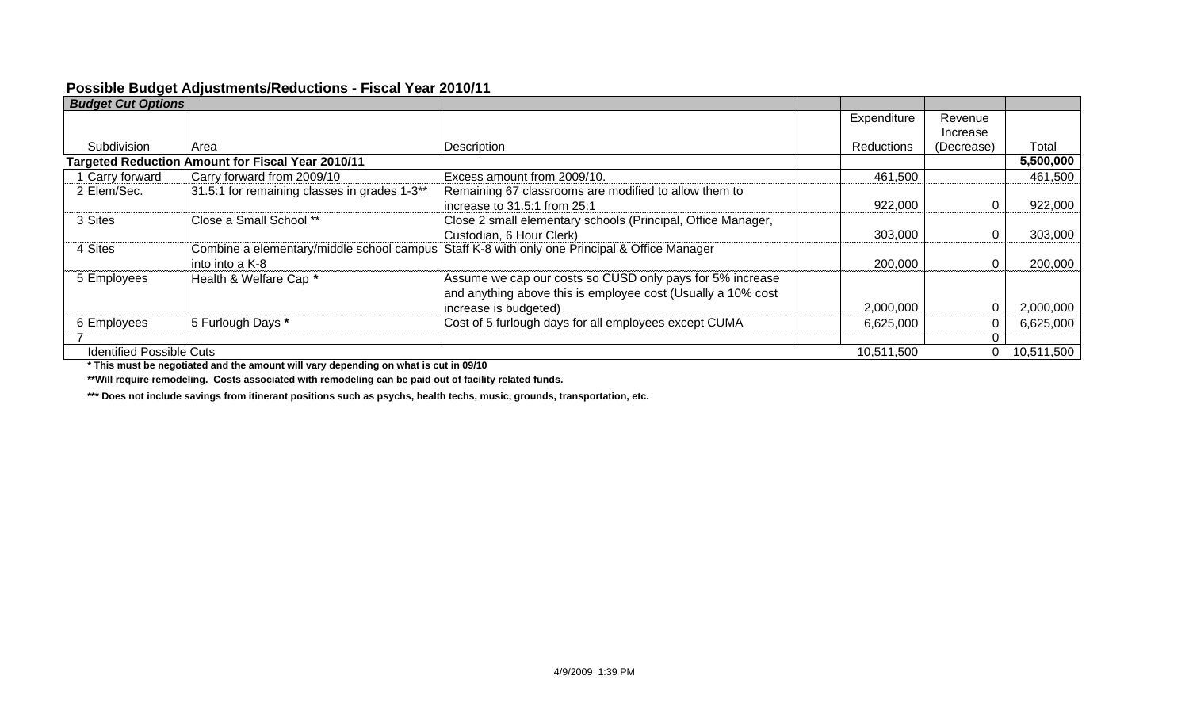## Possible Budget Adjustments/Reductions - Fiscal Year 2010/11

| *Budget Cut Options* | | | | | | |
|---|---|---|---|---|---|---|
| Subdivision | Area | Description | | Expenditure Reductions | Revenue Increase (Decrease) | Total |
| **Targeted Reduction Amount for Fiscal Year 2010/11** | | | | | | **5,500,000** |
| 1 Carry forward | Carry forward from 2009/10 | Excess amount from 2009/10. | | 461,500 | | 461,500 |
| 2 Elem/Sec. | 31.5:1 for remaining classes in grades 1-3** | Remaining 67 classrooms are modified to allow them to increase to 31.5:1 from 25:1 | | 922,000 | 0 | 922,000 |
| 3 Sites | Close a Small School ** | Close 2 small elementary schools (Principal, Office Manager, Custodian, 6 Hour Clerk) | | 303,000 | 0 | 303,000 |
| 4 Sites | Combine a elementary/middle school campus into into a K-8 | Staff K-8 with only one Principal & Office Manager | | 200,000 | 0 | 200,000 |
| 5 Employees | Health & Welfare Cap **\*** | Assume we cap our costs so CUSD only pays for 5% increase and anything above this is employee cost (Usually a 10% cost increase is budgeted) | | 2,000,000 | 0 | 2,000,000 |
| 6 Employees | 5 Furlough Days **\*** | Cost of 5 furlough days for all employees except CUMA | | 6,625,000 | 0 | 6,625,000 |
| 7 | | | | | 0 | |
| Identified Possible Cuts | | | | 10,511,500 | 0 | 10,511,500 |

**\* This must be negotiated and the amount will vary depending on what is cut in 09/10**

**\*\*Will require remodeling. Costs associated with remodeling can be paid out of facility related funds.**

**\*\*\* Does not include savings from itinerant positions such as psychs, health techs, music, grounds, transportation, etc.**

4/9/2009 1:39 PM